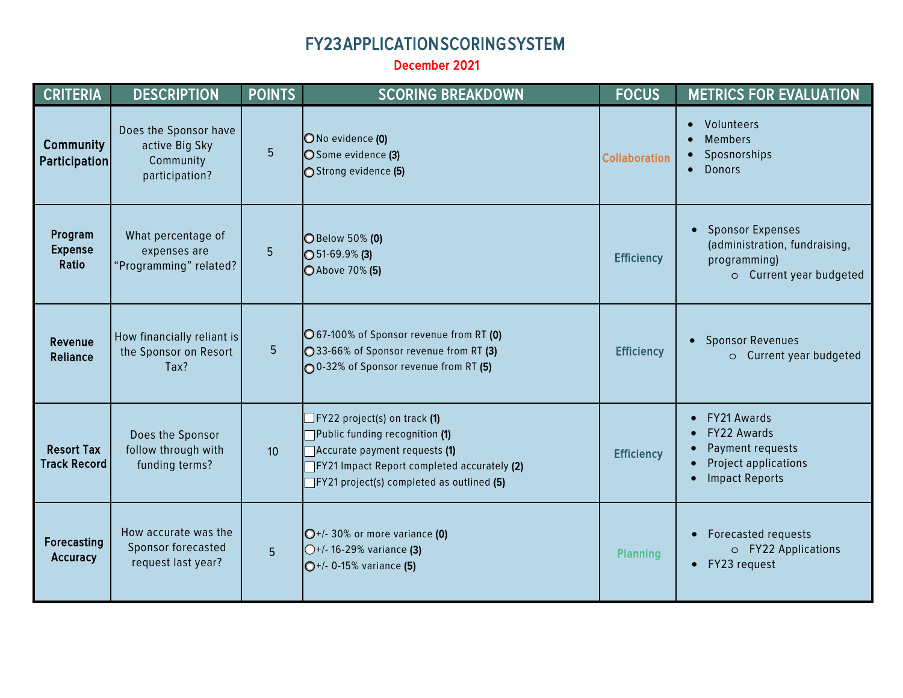# FY23 APPLICATION SCORING SYSTEM

December 2021

| CRITERIA | DESCRIPTION | POINTS | SCORING BREAKDOWN | FOCUS | METRICS FOR EVALUATION |
|---|---|---|---|---|---|
| **Community Participation** | Does the Sponsor have active Big Sky Community participation? | 5 | ○ No evidence **(0)**<br>○ Some evidence **(3)**<br>○ Strong evidence **(5)** | Collaboration | • Volunteers<br>• Members<br>• Sposnorships<br>• Donors |
| **Program Expense Ratio** | What percentage of expenses are "Programming" related? | 5 | ○ Below 50% **(0)**<br>○ 51-69.9% **(3)**<br>○ Above 70% **(5)** | Efficiency | • Sponsor Expenses (administration, fundraising, programming)<br>  ○ Current year budgeted |
| **Revenue Reliance** | How financially reliant is the Sponsor on Resort Tax? | 5 | ○ 67-100% of Sponsor revenue from RT **(0)**<br>○ 33-66% of Sponsor revenue from RT **(3)**<br>○ 0-32% of Sponsor revenue from RT **(5)** | Efficiency | • Sponsor Revenues<br>  ○ Current year budgeted |
| **Resort Tax Track Record** | Does the Sponsor follow through with funding terms? | 10 | ☐ FY22 project(s) on track **(1)**<br>☐ Public funding recognition **(1)**<br>☐ Accurate payment requests **(1)**<br>☐ FY21 Impact Report completed accurately **(2)**<br>☐ FY21 project(s) completed as outlined **(5)** | Efficiency | • FY21 Awards<br>• FY22 Awards<br>• Payment requests<br>• Project applications<br>• Impact Reports |
| **Forecasting Accuracy** | How accurate was the Sponsor forecasted request last year? | 5 | ○ +/- 30% or more variance **(0)**<br>○ +/- 16-29% variance **(3)**<br>○ +/- 0-15% variance **(5)** | Planning | • Forecasted requests<br>  ○ FY22 Applications<br>• FY23 request |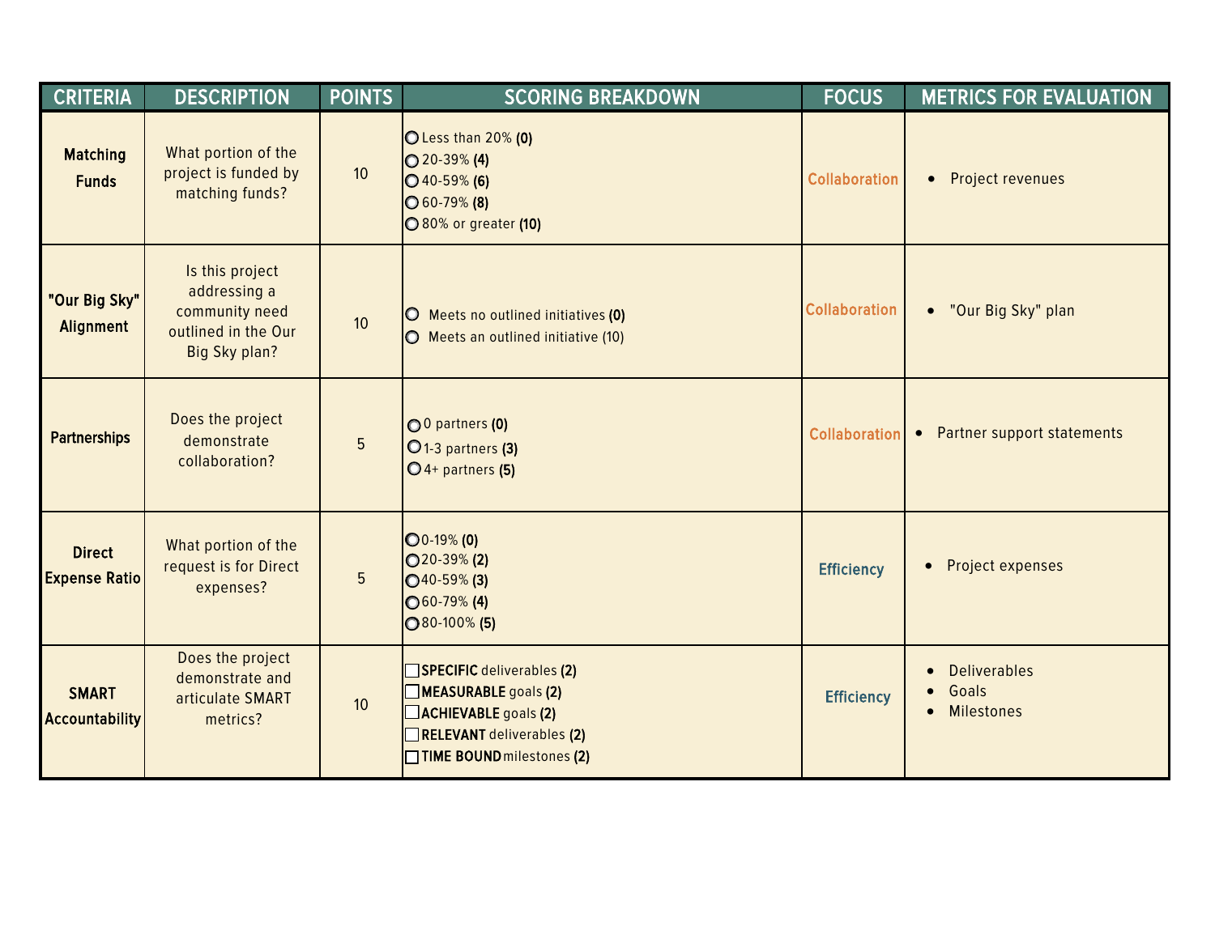| CRITERIA | DESCRIPTION | POINTS | SCORING BREAKDOWN | FOCUS | METRICS FOR EVALUATION |
|---|---|---|---|---|---|
| **Matching Funds** | What portion of the project is funded by matching funds? | 10 | ○ Less than 20% **(0)**<br>○ 20-39% **(4)**<br>○ 40-59% **(6)**<br>○ 60-79% **(8)**<br>○ 80% or greater **(10)** | Collaboration | • Project revenues |
| **"Our Big Sky" Alignment** | Is this project addressing a community need outlined in the Our Big Sky plan? | 10 | ○ Meets no outlined initiatives **(0)**<br>○ Meets an outlined initiative (10) | Collaboration | • "Our Big Sky" plan |
| **Partnerships** | Does the project demonstrate collaboration? | 5 | ○ 0 partners **(0)**<br>○ 1-3 partners **(3)**<br>○ 4+ partners **(5)** | Collaboration | • Partner support statements |
| **Direct Expense Ratio** | What portion of the request is for Direct expenses? | 5 | ○ 0-19% **(0)**<br>○ 20-39% **(2)**<br>○ 40-59% **(3)**<br>○ 60-79% **(4)**<br>○ 80-100% **(5)** | Efficiency | • Project expenses |
| **SMART Accountability** | Does the project demonstrate and articulate SMART metrics? | 10 | ☐ **SPECIFIC** deliverables **(2)**<br>☐ **MEASURABLE** goals **(2)**<br>☐ **ACHIEVABLE** goals **(2)**<br>☐ **RELEVANT** deliverables **(2)**<br>☐ **TIME BOUND** milestones **(2)** | Efficiency | • Deliverables<br>• Goals<br>• Milestones |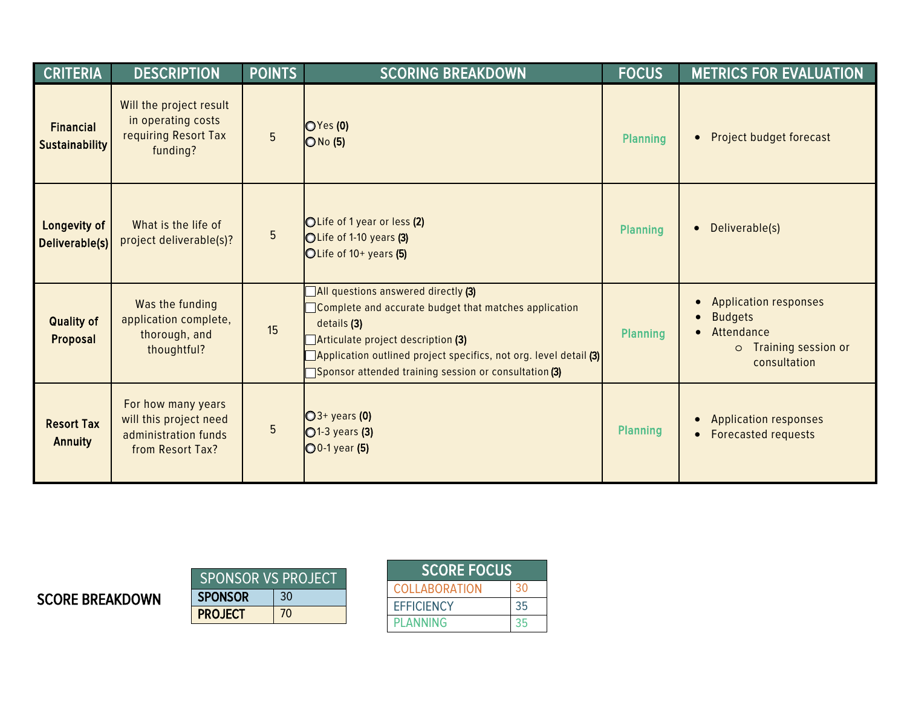| CRITERIA | DESCRIPTION | POINTS | SCORING BREAKDOWN | FOCUS | METRICS FOR EVALUATION |
|---|---|---|---|---|---|
| **Financial Sustainability** | Will the project result in operating costs requiring Resort Tax funding? | 5 | ○ Yes **(0)**<br>○ No **(5)** | Planning | • Project budget forecast |
| **Longevity of Deliverable(s)** | What is the life of project deliverable(s)? | 5 | ○ Life of 1 year or less **(2)**<br>○ Life of 1-10 years **(3)**<br>○ Life of 10+ years **(5)** | Planning | • Deliverable(s) |
| **Quality of Proposal** | Was the funding application complete, thorough, and thoughtful? | 15 | ☐ All questions answered directly **(3)**<br>☐ Complete and accurate budget that matches application details **(3)**<br>☐ Articulate project description **(3)**<br>☐ Application outlined project specifics, not org. level detail **(3)**<br>☐ Sponsor attended training session or consultation **(3)** | Planning | • Application responses<br>• Budgets<br>• Attendance<br>  ○ Training session or consultation |
| **Resort Tax Annuity** | For how many years will this project need administration funds from Resort Tax? | 5 | ○ 3+ years **(0)**<br>○ 1-3 years **(3)**<br>○ 0-1 year **(5)** | Planning | • Application responses<br>• Forecasted requests |

**SCORE BREAKDOWN**

| SPONSOR VS PROJECT | |
|---|---|
| **SPONSOR** | 30 |
| **PROJECT** | 70 |

| SCORE FOCUS | |
|---|---|
| COLLABORATION | 30 |
| EFFICIENCY | 35 |
| PLANNING | 35 |